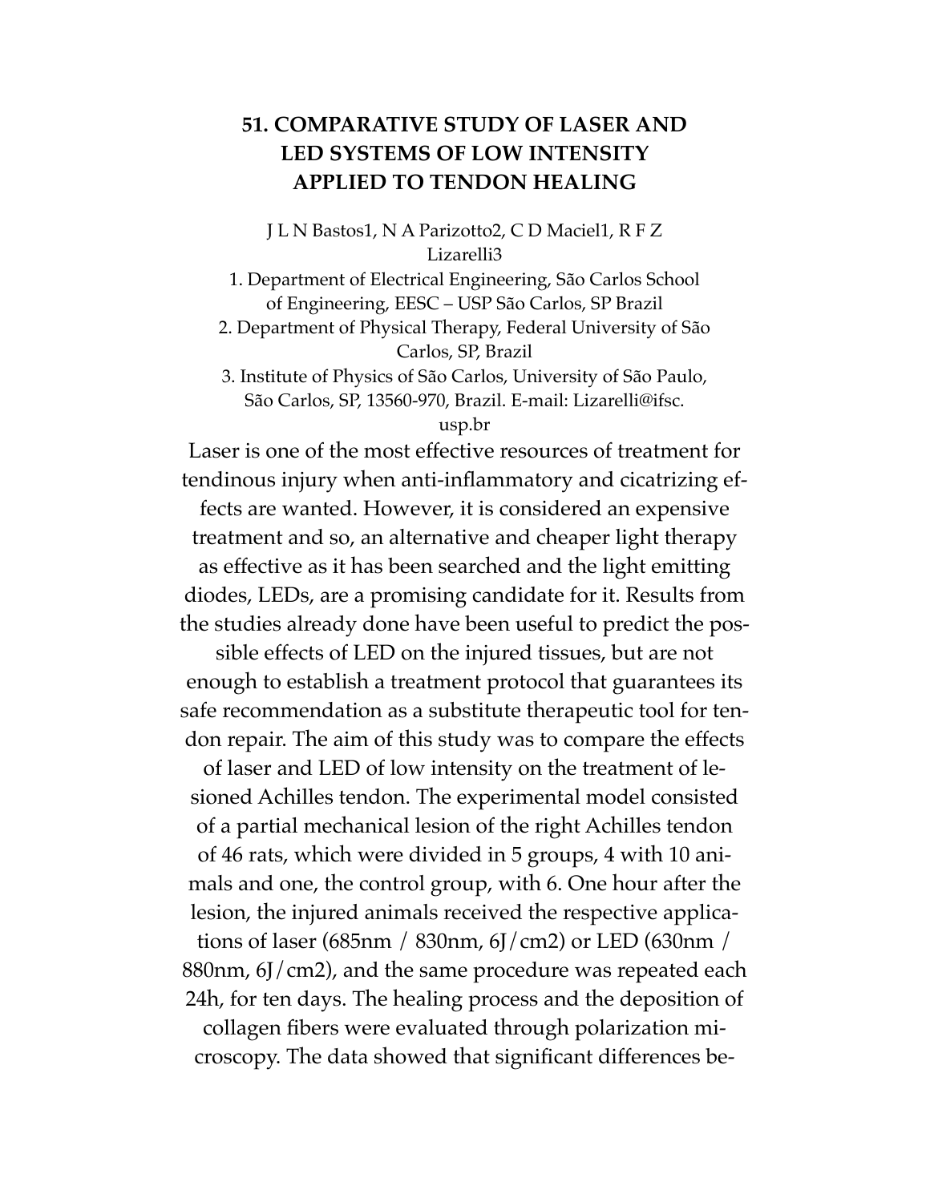# 51. COMPARATIVE STUDY OF LASER AND LED SYSTEMS OF LOW INTENSITY APPLIED TO TENDON HEALING

J L N Bastos[1], N A Parizotto[2], C D Maciel[1], R F Z Lizarelli[3]

1. Department of Electrical Engineering, São Carlos School of Engineering, EESC – USP São Carlos, SP Brazil
2. Department of Physical Therapy, Federal University of São Carlos, SP, Brazil
3. Institute of Physics of São Carlos, University of São Paulo, São Carlos, SP, 13560-970, Brazil. E-mail: Lizarelli@ifsc.usp.br

Laser is one of the most effective resources of treatment for tendinous injury when anti-inflammatory and cicatrizing effects are wanted. However, it is considered an expensive treatment and so, an alternative and cheaper light therapy as effective as it has been searched and the light emitting diodes, LEDs, are a promising candidate for it. Results from the studies already done have been useful to predict the possible effects of LED on the injured tissues, but are not enough to establish a treatment protocol that guarantees its safe recommendation as a substitute therapeutic tool for tendon repair. The aim of this study was to compare the effects of laser and LED of low intensity on the treatment of lesioned Achilles tendon. The experimental model consisted of a partial mechanical lesion of the right Achilles tendon of 46 rats, which were divided in 5 groups, 4 with 10 animals and one, the control group, with 6. One hour after the lesion, the injured animals received the respective applications of laser (685nm / 830nm, 6J/cm2) or LED (630nm / 880nm, 6J/cm2), and the same procedure was repeated each 24h, for ten days. The healing process and the deposition of collagen fibers were evaluated through polarization microscopy. The data showed that significant differences be-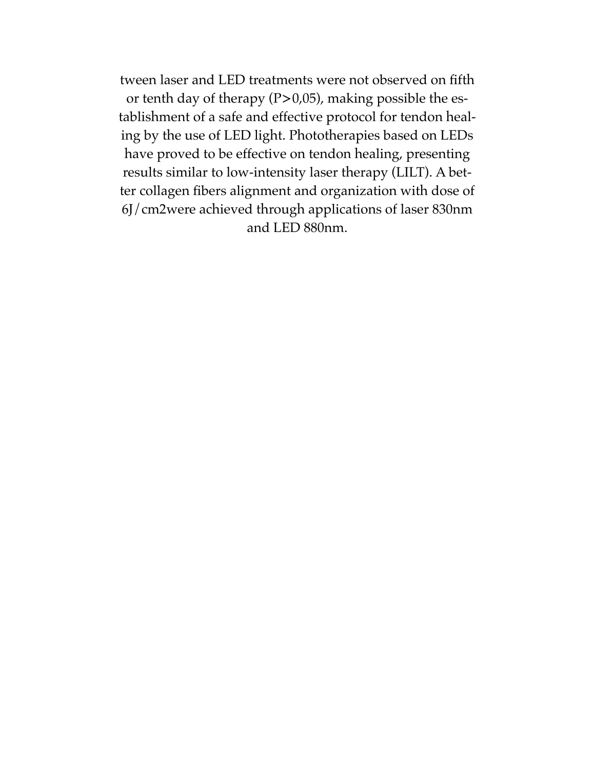tween laser and LED treatments were not observed on fifth or tenth day of therapy ($P>0,05$), making possible the establishment of a safe and effective protocol for tendon healing by the use of LED light. Phototherapies based on LEDs have proved to be effective on tendon healing, presenting results similar to low-intensity laser therapy (LILT). A better collagen fibers alignment and organization with dose of 6J/cm2were achieved through applications of laser 830nm and LED 880nm.